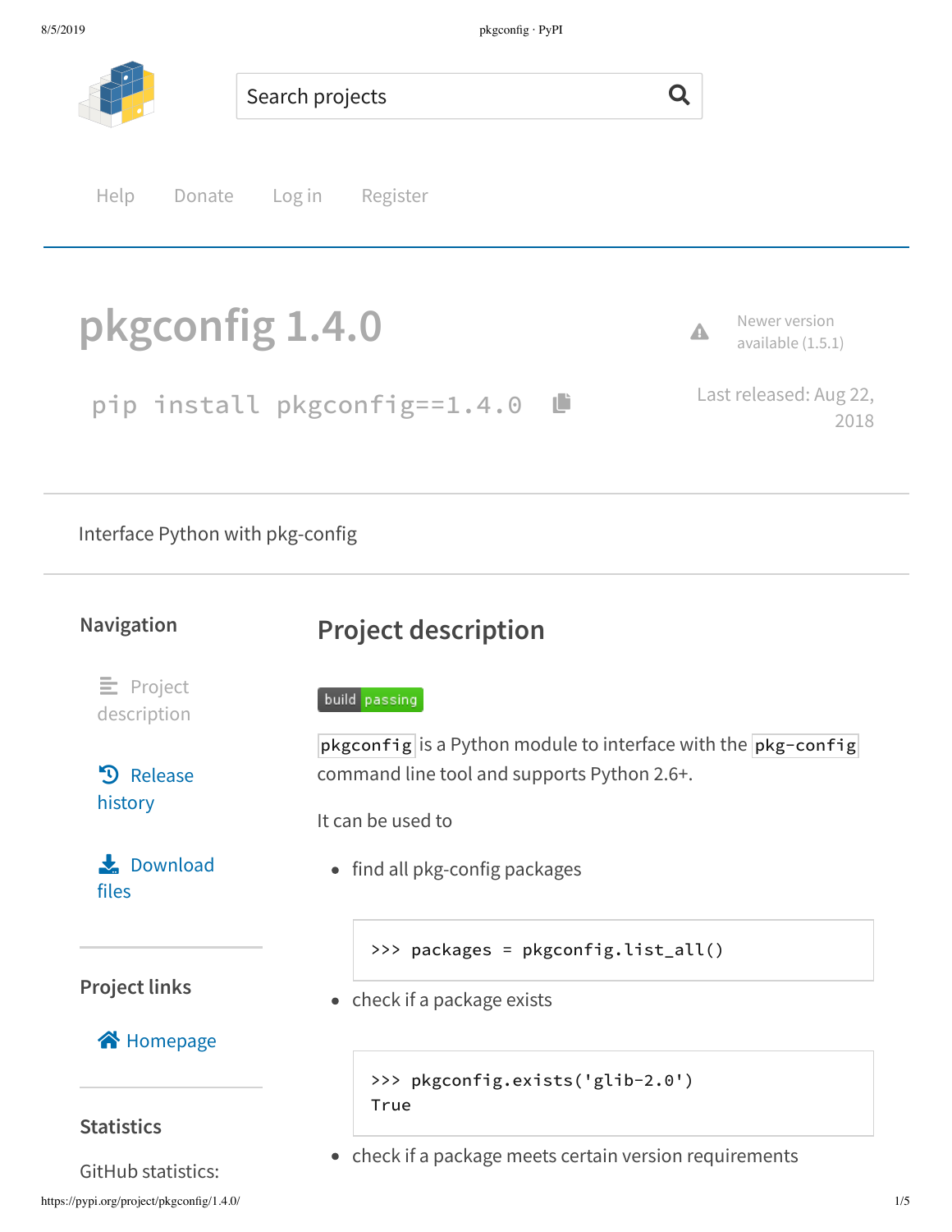Search projects

Help Donate Log in Register

# pkgconfig 1.4.0

```
pip install pkgconfig==1.4.0
```

Newer version available (1.5.1)

Last released: Aug 22, 2018

Interface Python with pkg-config

## Navigation

- Project description
- Release history
- Download files

## Project links

- Homepage

## Statistics

GitHub statistics:

## Project description

build passing

`pkgconfig` is a Python module to interface with the `pkg-config` command line tool and supports Python 2.6+.

It can be used to

- find all pkg-config packages

```
>>> packages = pkgconfig.list_all()
```

- check if a package exists

```
>>> pkgconfig.exists('glib-2.0')
True
```

- check if a package meets certain version requirements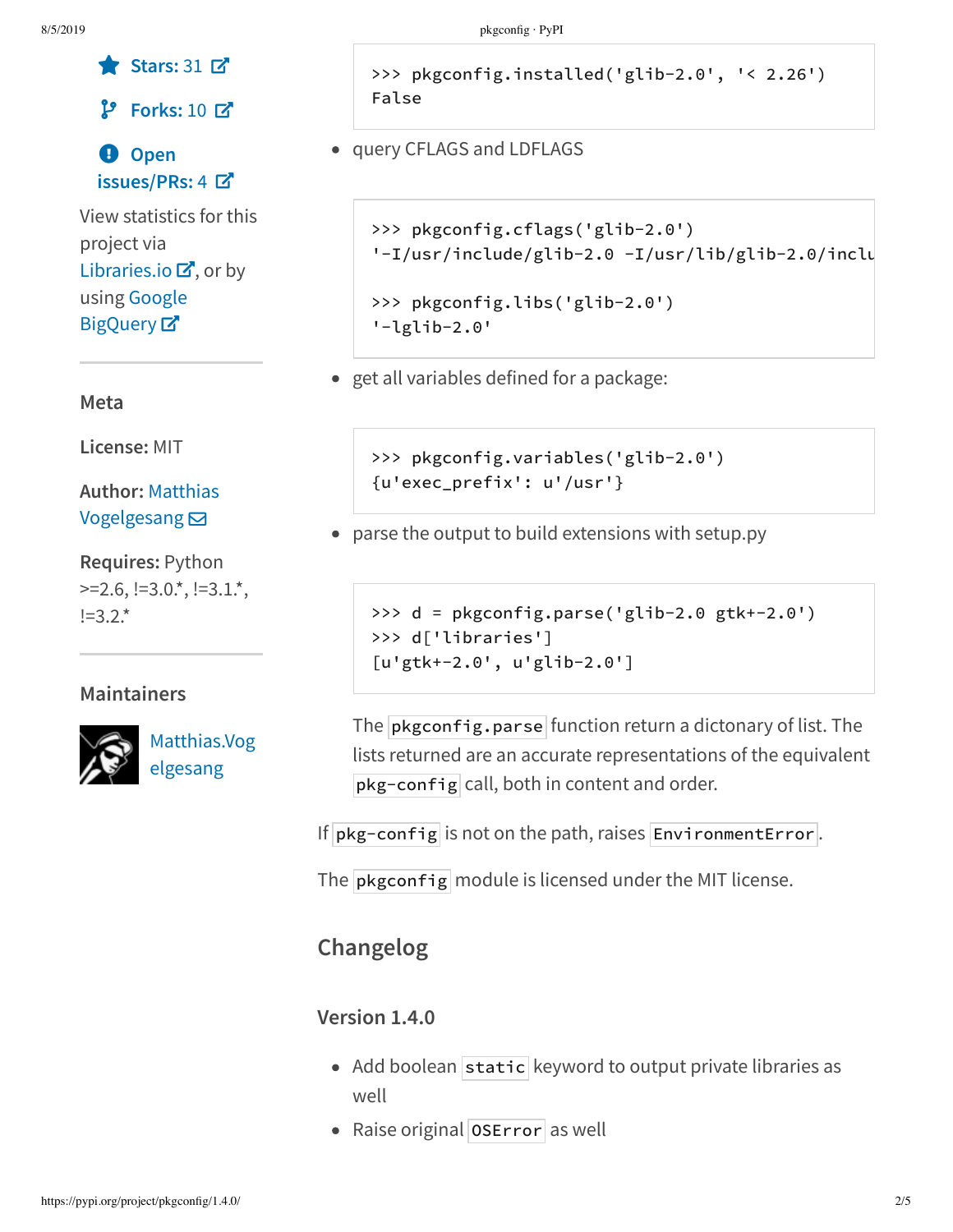Stars: 31

Forks: 10

Open issues/PRs: 4

View statistics for this project via Libraries.io, or by using Google BigQuery

### Meta

**License:** MIT

**Author:** Matthias Vogelgesang

**Requires:** Python >=2.6, !=3.0.*, !=3.1.*, !=3.2.*

### Maintainers

Matthias.Vogelgesang

```
>>> pkgconfig.installed('glib-2.0', '< 2.26')
False
```

- query CFLAGS and LDFLAGS

```
>>> pkgconfig.cflags('glib-2.0')
'-I/usr/include/glib-2.0 -I/usr/lib/glib-2.0/inclu

>>> pkgconfig.libs('glib-2.0')
'-lglib-2.0'
```

- get all variables defined for a package:

```
>>> pkgconfig.variables('glib-2.0')
{u'exec_prefix': u'/usr'}
```

- parse the output to build extensions with setup.py

```
>>> d = pkgconfig.parse('glib-2.0 gtk+-2.0')
>>> d['libraries']
[u'gtk+-2.0', u'glib-2.0']
```

  The `pkgconfig.parse` function return a dictonary of list. The lists returned are an accurate representations of the equivalent `pkg-config` call, both in content and order.

If `pkg-config` is not on the path, raises `EnvironmentError`.

The `pkgconfig` module is licensed under the MIT license.

## Changelog

### Version 1.4.0

- Add boolean `static` keyword to output private libraries as well
- Raise original `OSError` as well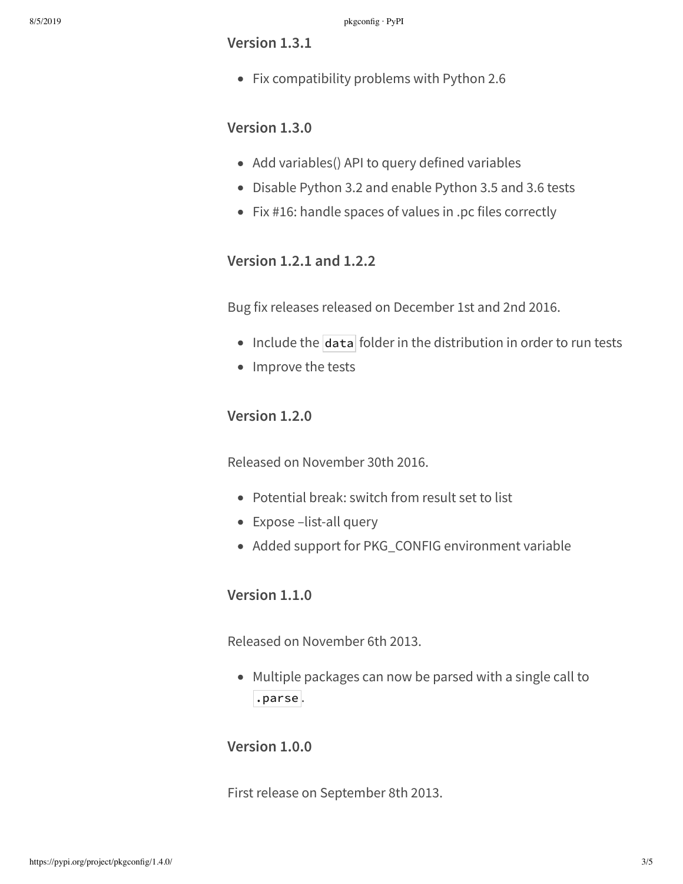### Version 1.3.1

- Fix compatibility problems with Python 2.6

### Version 1.3.0

- Add variables() API to query defined variables
- Disable Python 3.2 and enable Python 3.5 and 3.6 tests
- Fix #16: handle spaces of values in .pc files correctly

### Version 1.2.1 and 1.2.2

Bug fix releases released on December 1st and 2nd 2016.

- Include the `data` folder in the distribution in order to run tests
- Improve the tests

### Version 1.2.0

Released on November 30th 2016.

- Potential break: switch from result set to list
- Expose –list-all query
- Added support for PKG_CONFIG environment variable

### Version 1.1.0

Released on November 6th 2013.

- Multiple packages can now be parsed with a single call to `.parse`.

### Version 1.0.0

First release on September 8th 2013.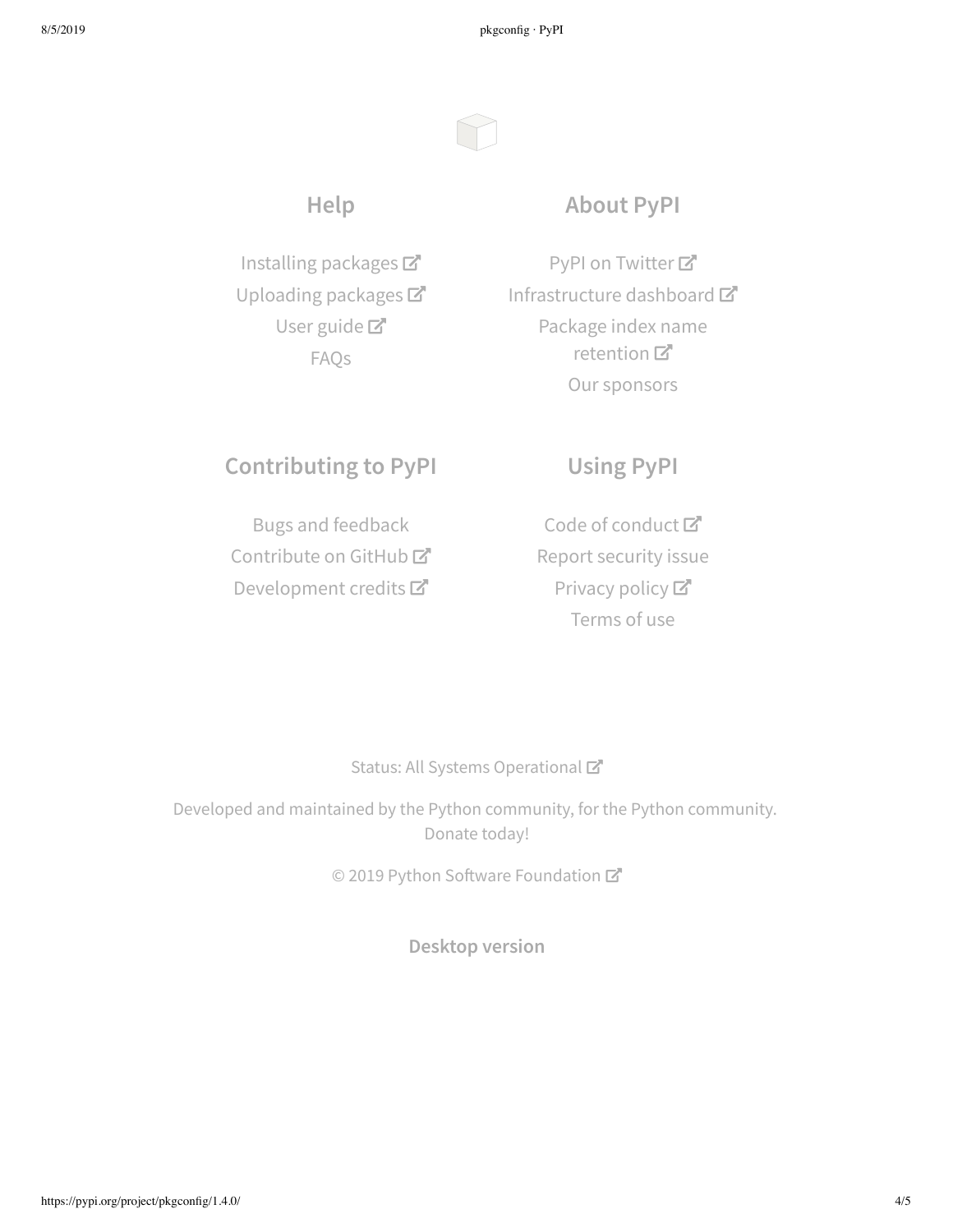## Help

Installing packages
Uploading packages
User guide
FAQs

## About PyPI

PyPI on Twitter
Infrastructure dashboard
Package index name retention
Our sponsors

## Contributing to PyPI

Bugs and feedback
Contribute on GitHub
Development credits

## Using PyPI

Code of conduct
Report security issue
Privacy policy
Terms of use

Status: All Systems Operational

Developed and maintained by the Python community, for the Python community.
Donate today!

© 2019 Python Software Foundation

**Desktop version**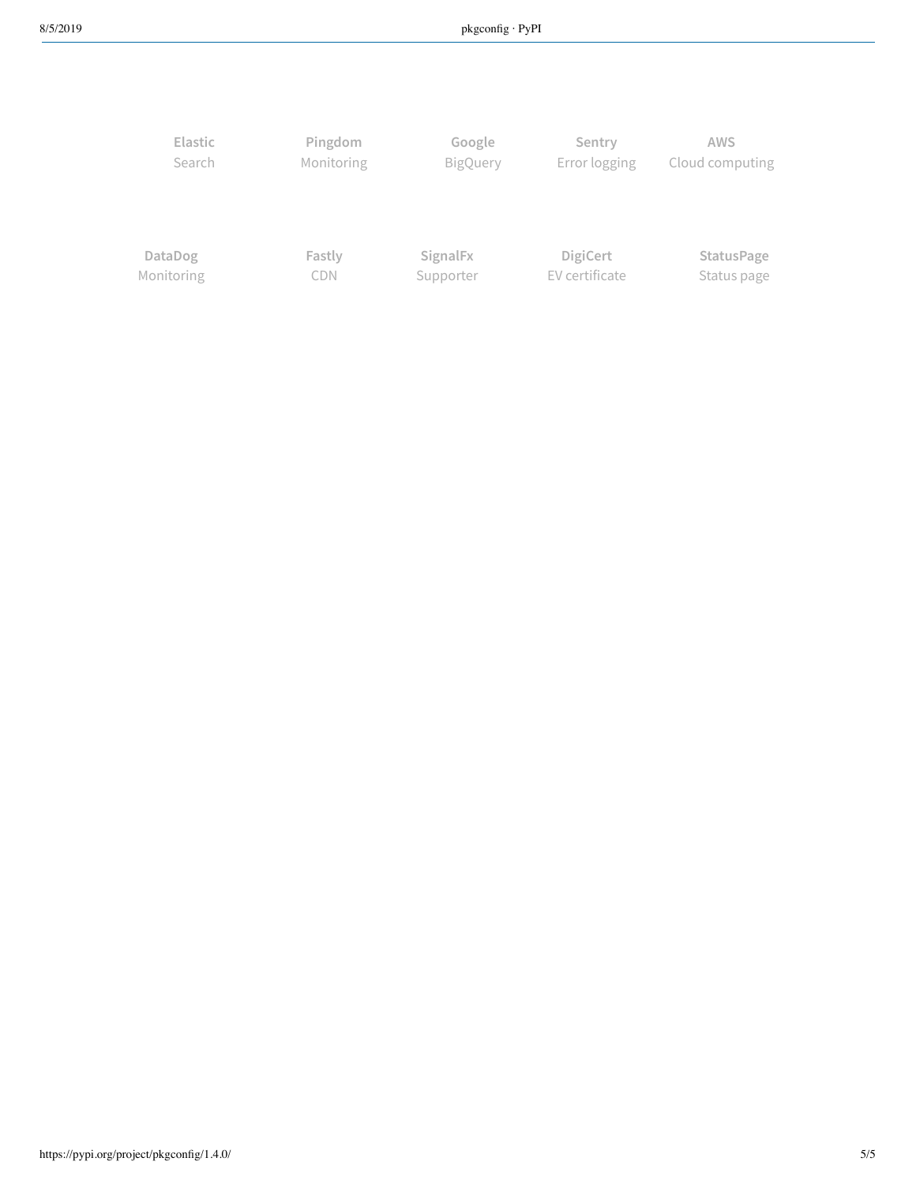| | | | | |
|---|---|---|---|---|
| **Elastic** | **Pingdom** | **Google** | **Sentry** | **AWS** |
| Search | Monitoring | BigQuery | Error logging | Cloud computing |
| **DataDog** | **Fastly** | **SignalFx** | **DigiCert** | **StatusPage** |
| Monitoring | CDN | Supporter | EV certificate | Status page |